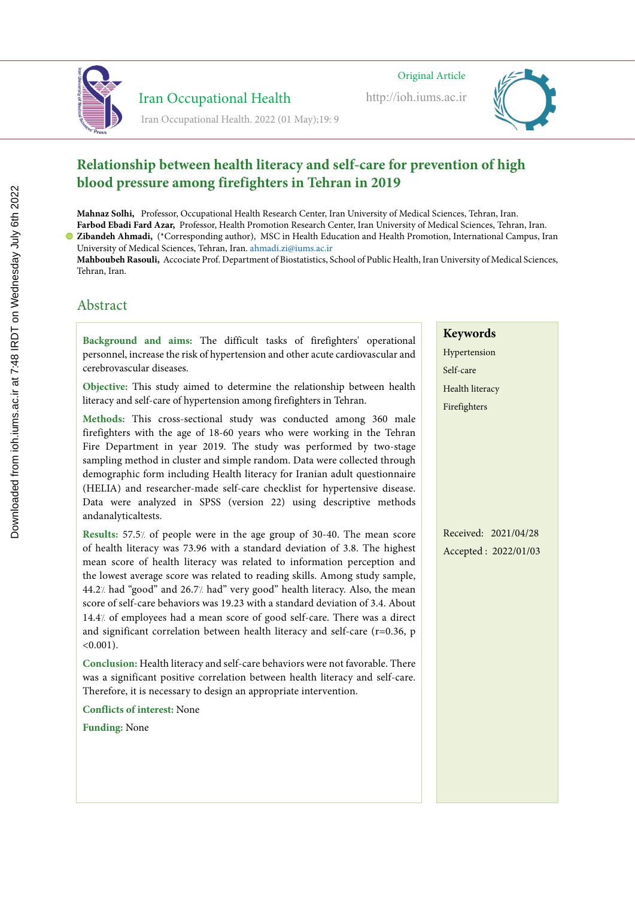Original Article

Iran Occupational Health

http://ioh.iums.ac.ir

# Relationship between health literacy and self-care for prevention of high blood pressure among firefighters in Tehran in 2019

**Mahnaz Solhi,** Professor, Occupational Health Research Center, Iran University of Medical Sciences, Tehran, Iran.
**Farbod Ebadi Fard Azar,** Professor, Health Promotion Research Center, Iran University of Medical Sciences, Tehran, Iran.
**Zibandeh Ahmadi,** (*Corresponding author), MSC in Health Education and Health Promotion, International Campus, Iran University of Medical Sciences, Tehran, Iran. ahmadi.zi@iums.ac.ir
**Mahboubeh Rasouli,** Accociate Prof. Department of Biostatistics, School of Public Health, Iran University of Medical Sciences, Tehran, Iran.

## Abstract

**Background and aims:** The difficult tasks of firefighters' operational personnel, increase the risk of hypertension and other acute cardiovascular and cerebrovascular diseases.

**Objective:** This study aimed to determine the relationship between health literacy and self-care of hypertension among firefighters in Tehran.

**Methods:** This cross-sectional study was conducted among 360 male firefighters with the age of 18-60 years who were working in the Tehran Fire Department in year 2019. The study was performed by two-stage sampling method in cluster and simple random. Data were collected through demographic form including Health literacy for Iranian adult questionnaire (HELIA) and researcher-made self-care checklist for hypertensive disease. Data were analyzed in SPSS (version 22) using descriptive methods andanalyticaltests.

**Results:** 57.5% of people were in the age group of 30-40. The mean score of health literacy was 73.96 with a standard deviation of 3.8. The highest mean score of health literacy was related to information perception and the lowest average score was related to reading skills. Among study sample, 44.2% had "good" and 26.7% had" very good" health literacy. Also, the mean score of self-care behaviors was 19.23 with a standard deviation of 3.4. About 14.4% of employees had a mean score of good self-care. There was a direct and significant correlation between health literacy and self-care ($r=0.36$, $p<0.001$).

**Conclusion:** Health literacy and self-care behaviors were not favorable. There was a significant positive correlation between health literacy and self-care. Therefore, it is necessary to design an appropriate intervention.

**Conflicts of interest:** None

**Funding:** None

**Keywords**

Hypertension
Self-care
Health literacy
Firefighters

Received: 2021/04/28
Accepted : 2022/01/03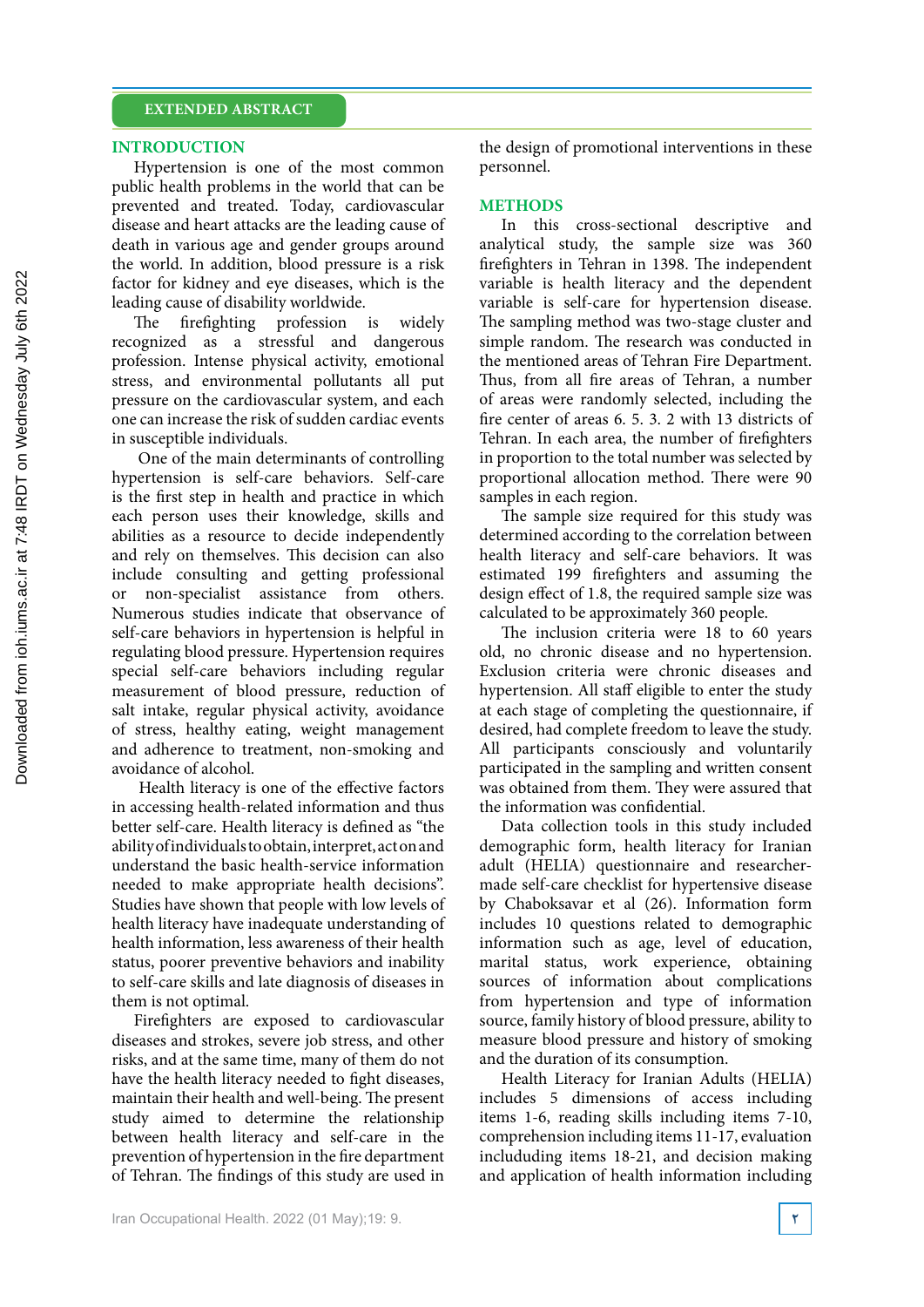## EXTENDED ABSTRACT

### INTRODUCTION

Hypertension is one of the most common public health problems in the world that can be prevented and treated. Today, cardiovascular disease and heart attacks are the leading cause of death in various age and gender groups around the world. In addition, blood pressure is a risk factor for kidney and eye diseases, which is the leading cause of disability worldwide.

The firefighting profession is widely recognized as a stressful and dangerous profession. Intense physical activity, emotional stress, and environmental pollutants all put pressure on the cardiovascular system, and each one can increase the risk of sudden cardiac events in susceptible individuals.

One of the main determinants of controlling hypertension is self-care behaviors. Self-care is the first step in health and practice in which each person uses their knowledge, skills and abilities as a resource to decide independently and rely on themselves. This decision can also include consulting and getting professional or non-specialist assistance from others. Numerous studies indicate that observance of self-care behaviors in hypertension is helpful in regulating blood pressure. Hypertension requires special self-care behaviors including regular measurement of blood pressure, reduction of salt intake, regular physical activity, avoidance of stress, healthy eating, weight management and adherence to treatment, non-smoking and avoidance of alcohol.

Health literacy is one of the effective factors in accessing health-related information and thus better self-care. Health literacy is defined as "the ability of individuals to obtain, interpret, act on and understand the basic health-service information needed to make appropriate health decisions". Studies have shown that people with low levels of health literacy have inadequate understanding of health information, less awareness of their health status, poorer preventive behaviors and inability to self-care skills and late diagnosis of diseases in them is not optimal.

Firefighters are exposed to cardiovascular diseases and strokes, severe job stress, and other risks, and at the same time, many of them do not have the health literacy needed to fight diseases, maintain their health and well-being. The present study aimed to determine the relationship between health literacy and self-care in the prevention of hypertension in the fire department of Tehran. The findings of this study are used in the design of promotional interventions in these personnel.

### METHODS

In this cross-sectional descriptive and analytical study, the sample size was 360 firefighters in Tehran in 1398. The independent variable is health literacy and the dependent variable is self-care for hypertension disease. The sampling method was two-stage cluster and simple random. The research was conducted in the mentioned areas of Tehran Fire Department. Thus, from all fire areas of Tehran, a number of areas were randomly selected, including the fire center of areas 6. 5. 3. 2 with 13 districts of Tehran. In each area, the number of firefighters in proportion to the total number was selected by proportional allocation method. There were 90 samples in each region.

The sample size required for this study was determined according to the correlation between health literacy and self-care behaviors. It was estimated 199 firefighters and assuming the design effect of 1.8, the required sample size was calculated to be approximately 360 people.

The inclusion criteria were 18 to 60 years old, no chronic disease and no hypertension. Exclusion criteria were chronic diseases and hypertension. All staff eligible to enter the study at each stage of completing the questionnaire, if desired, had complete freedom to leave the study. All participants consciously and voluntarily participated in the sampling and written consent was obtained from them. They were assured that the information was confidential.

Data collection tools in this study included demographic form, health literacy for Iranian adult (HELIA) questionnaire and researcher-made self-care checklist for hypertensive disease by Chaboksavar et al (26). Information form includes 10 questions related to demographic information such as age, level of education, marital status, work experience, obtaining sources of information about complications from hypertension and type of information source, family history of blood pressure, ability to measure blood pressure and history of smoking and the duration of its consumption.

Health Literacy for Iranian Adults (HELIA) includes 5 dimensions of access including items 1-6, reading skills including items 7-10, comprehension including items 11-17, evaluation includuding items 18-21, and decision making and application of health information including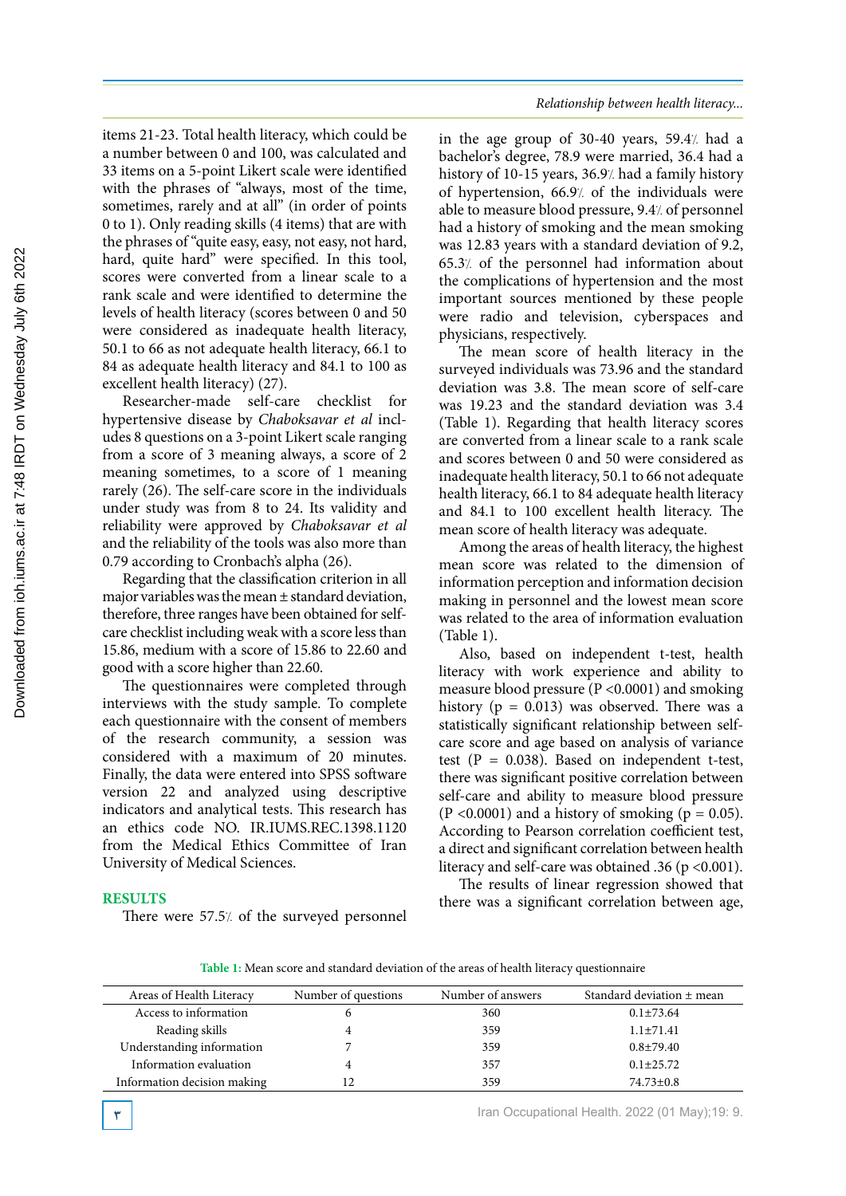items 21-23. Total health literacy, which could be a number between 0 and 100, was calculated and 33 items on a 5-point Likert scale were identified with the phrases of "always, most of the time, sometimes, rarely and at all" (in order of points 0 to 1). Only reading skills (4 items) that are with the phrases of "quite easy, easy, not easy, not hard, hard, quite hard" were specified. In this tool, scores were converted from a linear scale to a rank scale and were identified to determine the levels of health literacy (scores between 0 and 50 were considered as inadequate health literacy, 50.1 to 66 as not adequate health literacy, 66.1 to 84 as adequate health literacy and 84.1 to 100 as excellent health literacy) (27).

Researcher-made self-care checklist for hypertensive disease by *Chaboksavar et al* includes 8 questions on a 3-point Likert scale ranging from a score of 3 meaning always, a score of 2 meaning sometimes, to a score of 1 meaning rarely (26). The self-care score in the individuals under study was from 8 to 24. Its validity and reliability were approved by *Chaboksavar et al* and the reliability of the tools was also more than 0.79 according to Cronbach's alpha (26).

Regarding that the classification criterion in all major variables was the mean ± standard deviation, therefore, three ranges have been obtained for self-care checklist including weak with a score less than 15.86, medium with a score of 15.86 to 22.60 and good with a score higher than 22.60.

The questionnaires were completed through interviews with the study sample. To complete each questionnaire with the consent of members of the research community, a session was considered with a maximum of 20 minutes. Finally, the data were entered into SPSS software version 22 and analyzed using descriptive indicators and analytical tests. This research has an ethics code NO. IR.IUMS.REC.1398.1120 from the Medical Ethics Committee of Iran University of Medical Sciences.

## RESULTS

There were 57.5% of the surveyed personnel in the age group of 30-40 years, 59.4% had a bachelor's degree, 78.9 were married, 36.4 had a history of 10-15 years, 36.9% had a family history of hypertension, 66.9% of the individuals were able to measure blood pressure, 9.4% of personnel had a history of smoking and the mean smoking was 12.83 years with a standard deviation of 9.2, 65.3% of the personnel had information about the complications of hypertension and the most important sources mentioned by these people were radio and television, cyberspaces and physicians, respectively.

The mean score of health literacy in the surveyed individuals was 73.96 and the standard deviation was 3.8. The mean score of self-care was 19.23 and the standard deviation was 3.4 (Table 1). Regarding that health literacy scores are converted from a linear scale to a rank scale and scores between 0 and 50 were considered as inadequate health literacy, 50.1 to 66 not adequate health literacy, 66.1 to 84 adequate health literacy and 84.1 to 100 excellent health literacy. The mean score of health literacy was adequate.

Among the areas of health literacy, the highest mean score was related to the dimension of information perception and information decision making in personnel and the lowest mean score was related to the area of information evaluation (Table 1).

Also, based on independent t-test, health literacy with work experience and ability to measure blood pressure ($P < 0.0001$) and smoking history ($p = 0.013$) was observed. There was a statistically significant relationship between self-care score and age based on analysis of variance test ($P = 0.038$). Based on independent t-test, there was significant positive correlation between self-care and ability to measure blood pressure ($P < 0.0001$) and a history of smoking ($p = 0.05$). According to Pearson correlation coefficient test, a direct and significant correlation between health literacy and self-care was obtained .36 ($p < 0.001$).

The results of linear regression showed that there was a significant correlation between age,

**Table 1:** Mean score and standard deviation of the areas of health literacy questionnaire

| Areas of Health Literacy | Number of questions | Number of answers | Standard deviation ± mean |
|---|---|---|---|
| Access to information | 6 | 360 | 0.1±73.64 |
| Reading skills | 4 | 359 | 1.1±71.41 |
| Understanding information | 7 | 359 | 0.8±79.40 |
| Information evaluation | 4 | 357 | 0.1±25.72 |
| Information decision making | 12 | 359 | 74.73±0.8 |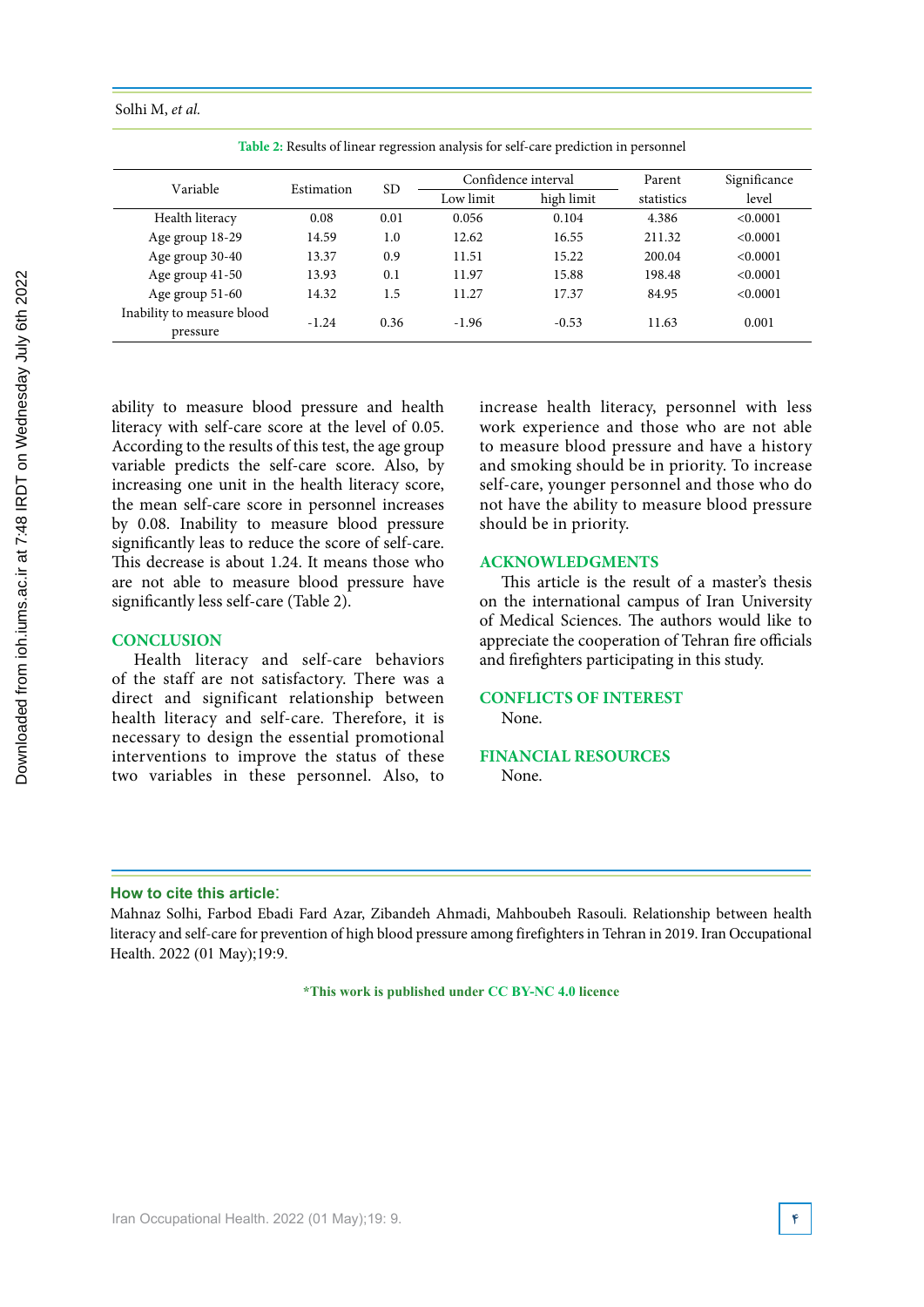**Table 2:** Results of linear regression analysis for self-care prediction in personnel

| Variable | Estimation | SD | Confidence interval | | Parent statistics | Significance level |
|---|---|---|---|---|---|---|
| | | | Low limit | high limit | | |
| Health literacy | 0.08 | 0.01 | 0.056 | 0.104 | 4.386 | <0.0001 |
| Age group 18-29 | 14.59 | 1.0 | 12.62 | 16.55 | 211.32 | <0.0001 |
| Age group 30-40 | 13.37 | 0.9 | 11.51 | 15.22 | 200.04 | <0.0001 |
| Age group 41-50 | 13.93 | 0.1 | 11.97 | 15.88 | 198.48 | <0.0001 |
| Age group 51-60 | 14.32 | 1.5 | 11.27 | 17.37 | 84.95 | <0.0001 |
| Inability to measure blood pressure | -1.24 | 0.36 | -1.96 | -0.53 | 11.63 | 0.001 |

ability to measure blood pressure and health literacy with self-care score at the level of 0.05. According to the results of this test, the age group variable predicts the self-care score. Also, by increasing one unit in the health literacy score, the mean self-care score in personnel increases by 0.08. Inability to measure blood pressure significantly leas to reduce the score of self-care. This decrease is about 1.24. It means those who are not able to measure blood pressure have significantly less self-care (Table 2).

## CONCLUSION

Health literacy and self-care behaviors of the staff are not satisfactory. There was a direct and significant relationship between health literacy and self-care. Therefore, it is necessary to design the essential promotional interventions to improve the status of these two variables in these personnel. Also, to increase health literacy, personnel with less work experience and those who are not able to measure blood pressure and have a history and smoking should be in priority. To increase self-care, younger personnel and those who do not have the ability to measure blood pressure should be in priority.

## ACKNOWLEDGMENTS

This article is the result of a master's thesis on the international campus of Iran University of Medical Sciences. The authors would like to appreciate the cooperation of Tehran fire officials and firefighters participating in this study.

## CONFLICTS OF INTEREST

None.

## FINANCIAL RESOURCES

None.

**How to cite this article:**

Mahnaz Solhi, Farbod Ebadi Fard Azar, Zibandeh Ahmadi, Mahboubeh Rasouli. Relationship between health literacy and self-care for prevention of high blood pressure among firefighters in Tehran in 2019. Iran Occupational Health. 2022 (01 May);19:9.

*This work is published under CC BY-NC 4.0 licence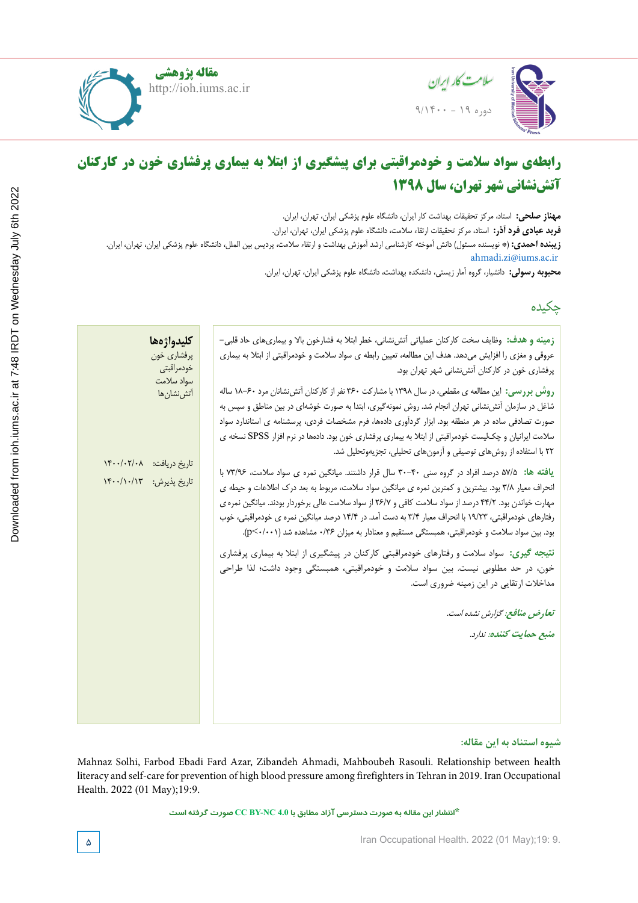مقاله پژوهشی

http://ioh.iums.ac.ir

# رابطه‌ی سواد سلامت و خودمراقبتی برای پیشگیری از ابتلا به بیماری پرفشاری خون در کارکنان آتش‌نشانی شهر تهران، سال ۱۳۹۸

**مهناز صلحی:** استاد، مرکز تحقیقات بهداشت کار ایران، دانشگاه علوم پزشکی، تهران، ایران.

**فریبد عبادی فرد آذر:** استاد، مرکز تحقیقات ارتقاء سلامت، دانشگاه علوم پزشکی ایران، تهران، ایران.

**زیبنده احمدی:** (* نویسنده مسئول) دانش آموخته کارشناسی ارشد آموزش بهداشت و ارتقاء سلامت، پردیس بین الملل، دانشگاه علوم پزشکی ایران، تهران، ایران. ahmadi.zi@iums.ac.ir

**محبوبه رسولی:** دانشیار، گروه آمار زیستی، دانشکده بهداشت، دانشگاه علوم پزشکی ایران، تهران، ایران.

## چکیده

**زمینه و هدف:** وظایف سخت کارکنان عملیاتی آتش‌نشانی، خطر ابتلا به فشارخون بالا و بیماری‌های حاد قلبی-عروقی و مغزی را افزایش می‌دهد. هدف این مطالعه، تعیین رابطه ی سواد سلامت و خودمراقبتی از ابتلا به بیماری پرفشاری خون در کارکنان آتش‌نشانی شهر تهران بود.

**روش بررسی:** این مطالعه ی مقطعی، در سال ۱۳۹۸ با مشارکت ۳۶۰ نفر از کارکنان آتش‌نشانان مرد ۶۰-۱۸ ساله شاغل در سازمان آتش‌نشانی تهران انجام شد. روش نمونه‌گیری، ابتدا به صورت خوشه‌ای در بین مناطق و سپس به صورت تصادفی ساده در هر منطقه بود. ابزار گردآوری داده‌ها، فرم مشخصات فردی، پرسشنامه ی استاندارد سواد سلامت ایرانیان و چک‌لیست خودمراقبتی از ابتلا به بیماری پرفشاری خون بود. داده‌ها در نرم افزار SPSS نسخه ی ۲۲ با استفاده از روش‌های توصیفی و آزمون‌های تحلیلی، تجزیه‌وتحلیل شد.

**یافته ها:** ۵۷/۵ درصد افراد در گروه سنی ۴۰-۳۰ سال قرار داشتند. میانگین نمره ی سواد سلامت، ۷۳/۹۶ با انحراف معیار ۳/۸ بود. بیشترین و کمترین نمره ی میانگین سواد سلامت، مربوط به بعد درک اطلاعات و حیطه ی مهارت خواندن بود. ۴۴/۲ درصد از سواد سلامت کافی و ۲۶/۷ از سواد سلامت عالی برخوردار بودند. میانگین نمره ی رفتارهای خودمراقبتی، ۱۹/۲۳ با انحراف معیار ۳/۴ به دست آمد. در ۱۴/۴ درصد میانگین نمره ی خودمراقبتی، خوب بود. بین سواد سلامت و خودمراقبتی، همبستگی مستقیم و معنادار به میزان ۰/۳۶ مشاهده شد ($p<0/001$).

**نتیجه گیری:** سواد سلامت و رفتارهای خودمراقبتی کارکنان در پیشگیری از ابتلا به بیماری پرفشاری خون، در حد مطلوبی نیست. بین سواد سلامت و خودمراقبتی، همبستگی وجود داشت؛ لذا طراحی مداخلات ارتقایی در این زمینه ضروری است.

*تعارض منافع: گزارش نشده است.*

*منبع حمایت کننده: ندارد.*

**کلیدواژه‌ها**

پرفشاری خون

خودمراقبتی

سواد سلامت

آتش‌نشان‌ها

تاریخ دریافت: ۱۴۰۰/۰۲/۰۸

تاریخ پذیرش: ۱۴۰۰/۱۰/۱۳

**شیوه استناد به این مقاله:**

Mahnaz Solhi, Farbod Ebadi Fard Azar, Zibandeh Ahmadi, Mahboubeh Rasouli. Relationship between health literacy and self-care for prevention of high blood pressure among firefighters in Tehran in 2019. Iran Occupational Health. 2022 (01 May);19:9.

*انتشار این مقاله به صورت دسترسی آزاد مطابق با CC BY-NC 4.0 صورت گرفته است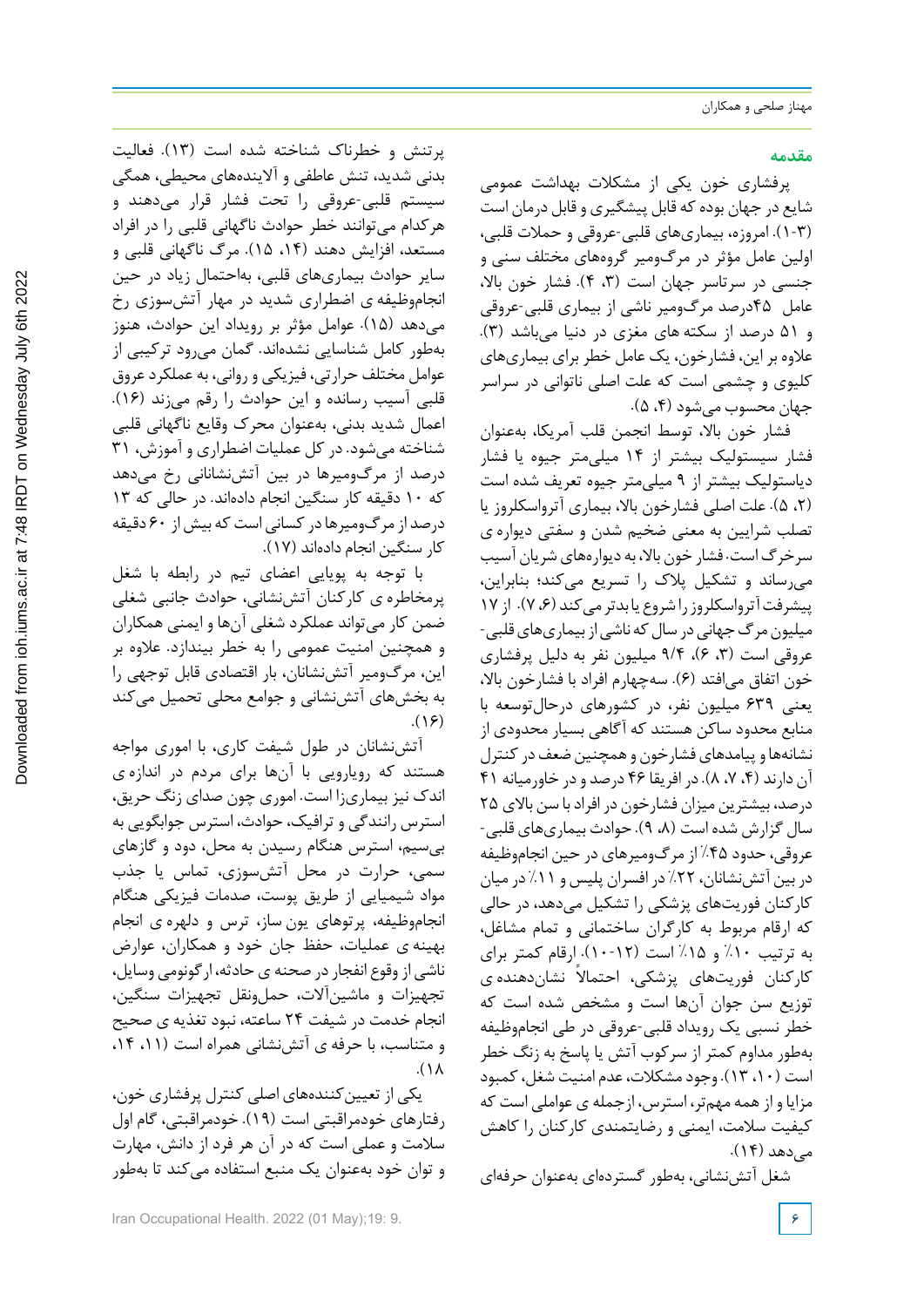## مقدمه

پرفشاری خون یکی از مشکلات بهداشت عمومی شایع در جهان بوده که قابل پیشگیری و قابل درمان است (۳-۱). امروزه، بیماری‌های قلبی-عروقی و حملات قلبی، اولین عامل مؤثر در مرگ‌ومیر گروه‌های مختلف سنی و جنسی در سرتاسر جهان است (۳، ۴). فشار خون بالا، عامل ۴۵درصد مرگ‌ومیر ناشی از بیماری قلبی-عروقی و ۵۱ درصد از سکته های مغزی در دنیا می‌باشد (۳). علاوه بر این، فشارخون، یک عامل خطر برای بیماری‌های کلیوی و چشمی است که علت اصلی ناتوانی در سراسر جهان محسوب می‌شود (۴، ۵).

فشار خون بالا، توسط انجمن قلب آمریکا، به‌عنوان فشار سیستولیک بیشتر از ۱۴ میلی‌متر جیوه یا فشار دیاستولیک بیشتر از ۹ میلی‌متر جیوه تعریف شده است (۲، ۵). علت اصلی فشارخون بالا، بیماری آترواسکلروز یا تصلب شرایین به معنی ضخیم شدن و سفتی دیواره ی سرخرگ است. فشار خون بالا، به دیواره‌های شریان آسیب می‌رساند و تشکیل پلاک را تسریع می‌کند؛ بنابراین، پیشرفت آترواسکلروز را شروع یا بدتر می‌کند (۶، ۷). از ۱۷ میلیون مرگ جهانی در سال که ناشی از بیماری‌های قلبی-عروقی است (۳، ۶)، ۹/۴ میلیون نفر به دلیل پرفشاری خون اتفاق می‌افتد (۶). سه‌چهارم افراد با فشارخون بالا، یعنی ۶۳۹ میلیون نفر، در کشورهای درحال‌توسعه با منابع محدود ساکن هستند که آگاهی بسیار محدودی از نشانه‌ها و پیامدهای فشارخون و همچنین ضعف در کنترل آن دارند (۴، ۷، ۸). در افریقا ۴۶ درصد و در خاورمیانه ۴۱ درصد، بیشترین میزان فشارخون در افراد با سن بالای ۲۵ سال گزارش شده است (۸، ۹). حوادث بیماری‌های قلبی-عروقی، حدود ۴۵٪ از مرگ‌ومیرهای در حین انجام‌وظیفه در بین آتش‌نشانان، ۲۲٪ در افسران پلیس و ۱۱٪ در میان کارکنان فوریت‌های پزشکی را تشکیل می‌دهد، در حالی که ارقام مربوط به کارگران ساختمانی و تمام مشاغل، به ترتیب ۱۰٪ و ۱۵٪ است (۱۲-۱۰). ارقام کمتر برای کارکنان فوریت‌های پزشکی، احتمالاً نشان‌دهنده ی توزیع سن جوان آن‌ها است و مشخص شده است که خطر نسبی یک رویداد قلبی-عروقی در طی انجام‌وظیفه به‌طور مداوم کمتر از سرکوب آتش یا پاسخ به زنگ خطر است (۱۰، ۱۳). وجود مشکلات، عدم امنیت شغل، کمبود مزایا و از همه مهم‌تر، استرس، ازجمله ی عواملی است که کیفیت سلامت، ایمنی و رضایتمندی کارکنان را کاهش می‌دهد (۱۴).

شغل آتش‌نشانی، به‌طور گسترده‌ای به‌عنوان حرفه‌ای پرتنش و خطرناک شناخته شده است (۱۳). فعالیت بدنی شدید، تنش عاطفی و آلاینده‌های محیطی، همگی سیستم قلبی-عروقی را تحت فشار قرار می‌دهند و هرکدام می‌توانند خطر حوادث ناگهانی قلبی را در افراد مستعد، افزایش دهند (۱۴، ۱۵). مرگ ناگهانی قلبی و سایر حوادث بیماری‌های قلبی، به‌احتمال زیاد در حین انجام‌وظیفه ی اضطراری شدید در مهار آتش‌سوزی رخ می‌دهد (۱۵). عوامل مؤثر بر رویداد این حوادث، هنوز به‌طور کامل شناسایی نشده‌اند. گمان می‌رود ترکیبی از عوامل مختلف حرارتی، فیزیکی و روانی، به عملکرد عروق قلبی آسیب رسانده و این حوادث را رقم می‌زند (۱۶). اعمال شدید بدنی، به‌عنوان محرک وقایع ناگهانی قلبی شناخته می‌شود. در کل عملیات اضطراری و آموزش، ۳۱ درصد از مرگ‌ومیرها در بین آتش‌نشانانی رخ می‌دهد که ۱۰ دقیقه کار سنگین انجام داده‌اند. در حالی که ۱۳ درصد از مرگ‌ومیرها در کسانی است که بیش از ۶۰ دقیقه کار سنگین انجام داده‌اند (۱۷).

با توجه به پویایی اعضای تیم در رابطه با شغل پرمخاطره ی کارکنان آتش‌نشانی، حوادث جانبی شغلی ضمن کار می‌تواند عملکرد شغلی آن‌ها و ایمنی همکاران و همچنین امنیت عمومی را به خطر بیندازد. علاوه بر این، مرگ‌ومیر آتش‌نشانان، بار اقتصادی قابل توجهی را به بخش‌های آتش‌نشانی و جوامع محلی تحمیل می‌کند (۱۶).

آتش‌نشانان در طول شیفت کاری، با اموری مواجه هستند که رویارویی با آن‌ها برای مردم در اندازه ی اندک نیز بیماری‌زا است. اموری چون صدای زنگ حریق، استرس رانندگی و ترافیک، حوادث، استرس جوابگویی به بی‌سیم، استرس هنگام رسیدن به محل، دود و گازهای سمی، حرارت در محل آتش‌سوزی، تماس یا جذب مواد شیمیایی از طریق پوست، صدمات فیزیکی هنگام انجام‌وظیفه، پرتوهای یون ساز، ترس و دلهره ی انجام بهینه ی عملیات، حفظ جان خود و همکاران، عوارض ناشی از وقوع انفجار در صحنه ی حادثه، ارگونومی وسایل، تجهیزات و ماشین‌آلات، حمل‌ونقل تجهیزات سنگین، انجام خدمت در شیفت ۲۴ ساعته، نبود تغذیه ی صحیح و متناسب، با حرفه ی آتش‌نشانی همراه است (۱۱، ۱۴، ۱۸).

یکی از تعیین‌کننده‌های اصلی کنترل پرفشاری خون، رفتارهای خودمراقبتی است (۱۹). خودمراقبتی، گام اول سلامت و عملی است که در آن هر فرد از دانش، مهارت و توان خود به‌عنوان یک منبع استفاده می‌کند تا به‌طور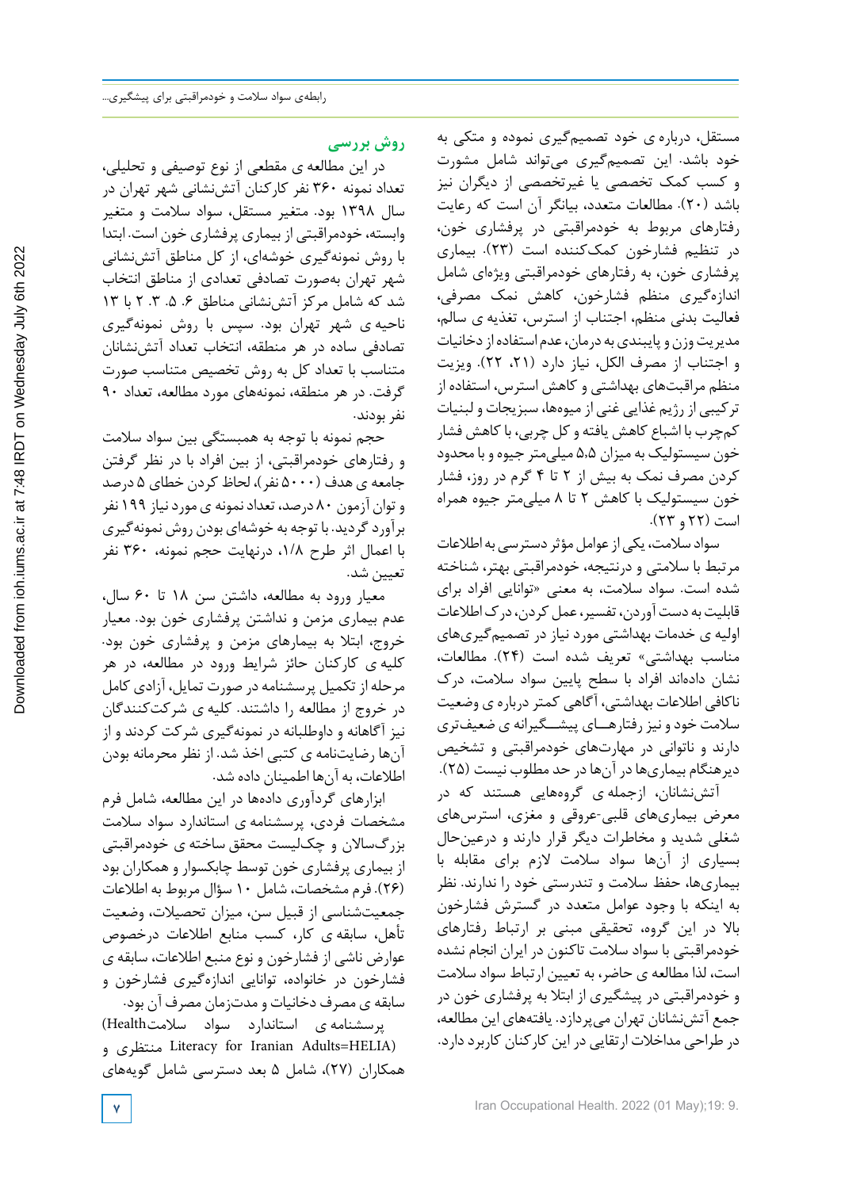مستقل، درباره ی خود تصمیم‌گیری نموده و متکی به خود باشد. این تصمیم‌گیری می‌تواند شامل مشورت و کسب کمک تخصصی یا غیرتخصصی از دیگران نیز باشد (۲۰). مطالعات متعدد، بیانگر آن است که رعایت رفتارهای مربوط به خودمراقبتی در پرفشاری خون، در تنظیم فشارخون کمک‌کننده است (۲۳). بیماری پرفشاری خون، به رفتارهای خودمراقبتی ویژه‌ای شامل اندازه‌گیری منظم فشارخون، کاهش نمک مصرفی، فعالیت بدنی منظم، اجتناب از استرس، تغذیه ی سالم، مدیریت وزن و پایبندی به درمان، عدم استفاده از دخانیات و اجتناب از مصرف الکل، نیاز دارد (۲۱، ۲۲). ویزیت منظم مراقبت‌های بهداشتی و کاهش استرس، استفاده از ترکیبی از رژیم غذایی غنی از میوه‌ها، سبزیجات و لبنیات کم‌چرب با اشباع کاهش یافته و کل چربی، با کاهش فشار خون سیستولیک به میزان ۵،۵ میلی‌متر جیوه و با محدود کردن مصرف نمک به بیش از ۲ تا ۴ گرم در روز، فشار خون سیستولیک با کاهش ۲ تا ۸ میلی‌متر جیوه همراه است (۲۲ و ۲۳).

سواد سلامت، یکی از عوامل مؤثر دسترسی به اطلاعات مرتبط با سلامتی و درنتیجه، خودمراقبتی بهتر، شناخته شده است. سواد سلامت، به معنی «توانایی افراد برای قابلیت به دست آوردن، تفسیر، عمل کردن، درک اطلاعات اولیه ی خدمات بهداشتی مورد نیاز در تصمیم‌گیری‌های مناسب بهداشتی» تعریف شده است (۲۴). مطالعات، نشان داده‌اند افراد با سطح پایین سواد سلامت، درک ناکافی اطلاعات بهداشتی، آگاهی کمتر درباره ی وضعیت سلامت خود و نیز رفتارهای پیشگیرانه ی ضعیف‌تری دارند و ناتوانی در مهارت‌های خودمراقبتی و تشخیص دیرهنگام بیماری‌ها در آن‌ها در حد مطلوب نیست (۲۵).

آتش‌نشانان، ازجمله ی گروه‌هایی هستند که در معرض بیماری‌های قلبی-عروقی و مغزی، استرس‌های شغلی شدید و مخاطرات دیگر قرار دارند و درعین‌حال بسیاری از آن‌ها سواد سلامت لازم برای مقابله با بیماری‌ها، حفظ سلامت و تندرستی خود را ندارند. نظر به اینکه با وجود عوامل متعدد در گسترش فشارخون بالا در این گروه، تحقیقی مبنی بر ارتباط رفتارهای خودمراقبتی با سواد سلامت تاکنون در ایران انجام نشده است، لذا مطالعه ی حاضر، به تعیین ارتباط سواد سلامت و خودمراقبتی در پیشگیری از ابتلا به پرفشاری خون در جمع آتش‌نشانان تهران می‌پردازد. یافته‌های این مطالعه، در طراحی مداخلات ارتقایی در این کارکنان کاربرد دارد.

## روش بررسی

در این مطالعه ی مقطعی از نوع توصیفی و تحلیلی، تعداد نمونه ۳۶۰ نفر کارکنان آتش‌نشانی شهر تهران در سال ۱۳۹۸ بود. متغیر مستقل، سواد سلامت و متغیر وابسته، خودمراقبتی از بیماری پرفشاری خون است. ابتدا با روش نمونه‌گیری خوشه‌ای، از کل مناطق آتش‌نشانی شهر تهران به‌صورت تصادفی تعدادی از مناطق انتخاب شد که شامل مرکز آتش‌نشانی مناطق ۶، ۵، ۳، ۲ یا ۱۳ ناحیه ی شهر تهران بود. سپس با روش نمونه‌گیری تصادفی ساده در هر منطقه، انتخاب تعداد آتش‌نشانان متناسب با تعداد کل به روش تخصیص متناسب صورت گرفت. در هر منطقه، نمونه‌های مورد مطالعه، تعداد ۹۰ نفر بودند.

حجم نمونه با توجه به همبستگی بین سواد سلامت و رفتارهای خودمراقبتی، از بین افراد با در نظر گرفتن جامعه ی هدف (۵۰۰۰ نفر)، لحاظ کردن خطای ۵ درصد و توان آزمون ۸۰ درصد، تعداد نمونه ی مورد نیاز ۱۹۹ نفر برآورد گردید. با توجه به خوشه‌ای بودن روش نمونه‌گیری با اعمال اثر طرح ۱/۸، درنهایت حجم نمونه، ۳۶۰ نفر تعیین شد.

معیار ورود به مطالعه، داشتن سن ۱۸ تا ۶۰ سال، عدم بیماری مزمن و نداشتن پرفشاری خون بود. معیار خروج، ابتلا به بیمارهای مزمن و پرفشاری خون بود. کلیه ی کارکنان حائز شرایط ورود در مطالعه، در هر مرحله از تکمیل پرسشنامه در صورت تمایل، آزادی کامل در خروج از مطالعه را داشتند. کلیه ی شرکت‌کنندگان نیز آگاهانه و داوطلبانه در نمونه‌گیری شرکت کردند و از آن‌ها رضایت‌نامه ی کتبی اخذ شد. از نظر محرمانه بودن اطلاعات، به آن‌ها اطمینان داده شد.

ابزارهای گردآوری داده‌ها در این مطالعه، شامل فرم مشخصات فردی، پرسشنامه ی استاندارد سواد سلامت بزرگ‌سالان و چک‌لیست محقق ساخته ی خودمراقبتی از بیماری پرفشاری خون توسط چابکسوار و همکاران بود (۲۶). فرم مشخصات، شامل ۱۰ سؤال مربوط به اطلاعات جمعیت‌شناسی از قبیل سن، میزان تحصیلات، وضعیت تأهل، سابقه ی کار، کسب منابع اطلاعات درخصوص عوارض ناشی از فشارخون و نوع منبع اطلاعات، سابقه ی فشارخون در خانواده، توانایی اندازه‌گیری فشارخون و سابقه ی مصرف دخانیات و مدت‌زمان مصرف آن بود.

پرسشنامه ی استاندارد سواد سلامت(Health Literacy for Iranian Adults=HELIA) منتظری و همکاران (۲۷)، شامل ۵ بعد دسترسی شامل گویه‌های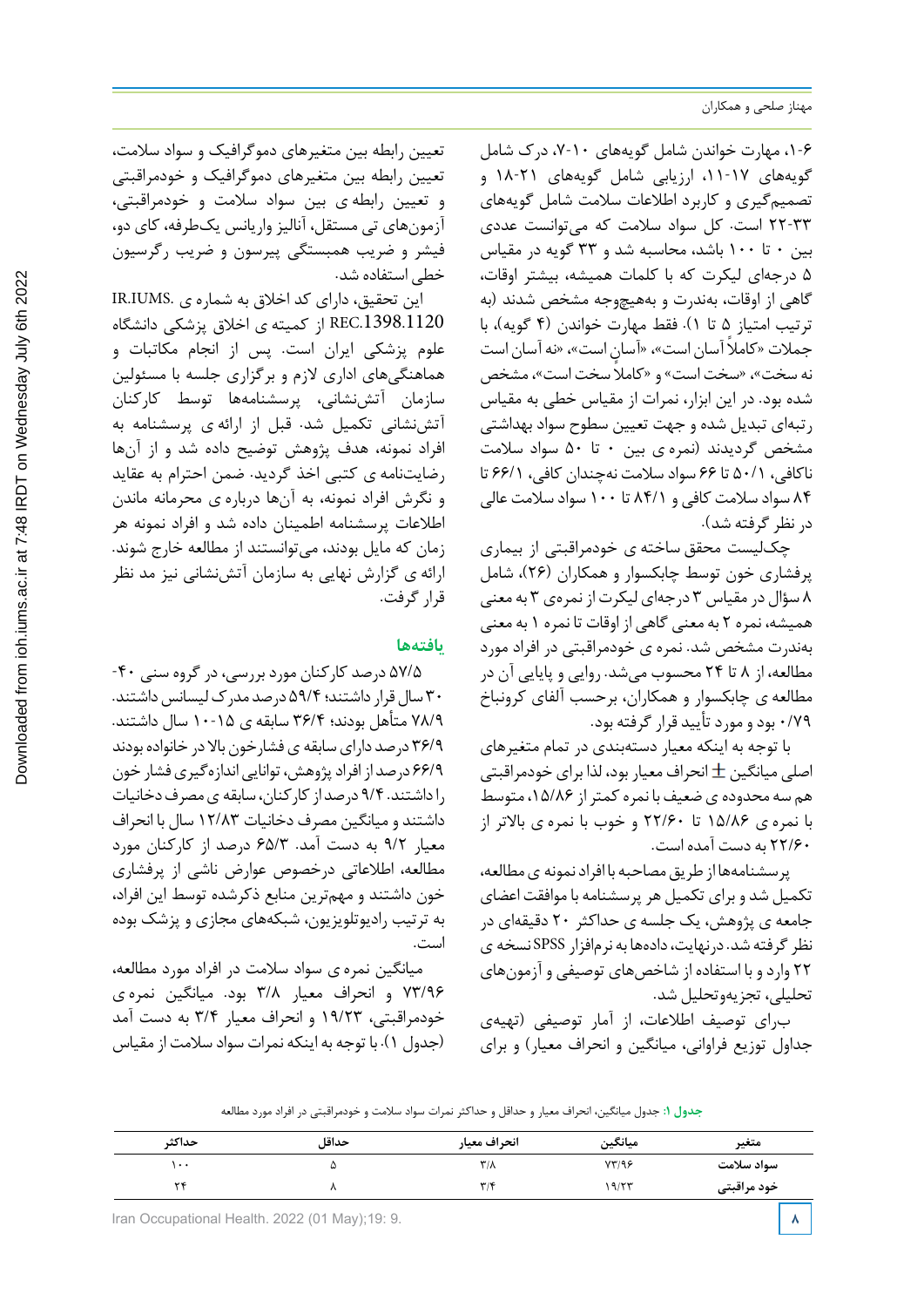۱-۶، مهارت خواندن شامل گویه‌های ۱۰-۷، درک شامل گویه‌های ۱۷-۱۱، ارزیابی شامل گویه‌های ۲۱-۱۸ و تصمیم‌گیری و کاربرد اطلاعات سلامت شامل گویه‌های ۳۳-۲۲ است. کل سواد سلامت که می‌توانست عددی بین ۰ تا ۱۰۰ باشد، محاسبه شد و ۳۳ گویه در مقیاس ۵ درجه‌ای لیکرت که با کلمات همیشه، بیشتر اوقات، گاهی از اوقات، به‌ندرت و به‌هیچ‌وجه مشخص شدند (به ترتیب امتیاز ۵ تا ۱). فقط مهارت خواندن (۴ گویه)، با جملات «کاملاً آسان است»، «آسان است»، «نه آسان است نه سخت»، «سخت است» و «کاملاً سخت است»، مشخص شده بود. در این ابزار، نمرات از مقیاس خطی به مقیاس رتبه‌ای تبدیل شده و جهت تعیین سطوح سواد بهداشتی مشخص گردیدند (نمره ی بین ۰ تا ۵۰ سواد سلامت ناکافی، ۵۰/۱ تا ۶۶ سواد سلامت نه‌چندان کافی، ۶۶/۱ تا ۸۴ سواد سلامت کافی و ۸۴/۱ تا ۱۰۰ سواد سلامت عالی در نظر گرفته شد).

چک‌لیست محقق ساخته ی خودمراقبتی از بیماری پرفشاری خون توسط چابکسوار و همکاران (۲۶)، شامل ۸ سؤال در مقیاس ۳ درجه‌ای لیکرت از نمره‌ی ۳ به معنی همیشه، نمره ۲ به معنی گاهی از اوقات تا نمره ۱ به معنی به‌ندرت مشخص شد. نمره ی خودمراقبتی در افراد مورد مطالعه، از ۸ تا ۲۴ محسوب می‌شد. روایی و پایایی آن در مطالعه ی چابکسوار و همکاران، برحسب آلفای کرونباخ ۰/۷۹ بود و مورد تأیید قرار گرفته بود.

با توجه به اینکه معیار دسته‌بندی در تمام متغیرهای اصلی میانگین ± انحراف معیار بود، لذا برای خودمراقبتی هم سه محدوده ی ضعیف با نمره کمتر از ۱۵/۸۶، متوسط با نمره ی ۱۵/۸۶ تا ۲۲/۶۰ و خوب با نمره ی بالاتر از ۲۲/۶۰ به دست آمده است.

پرسشنامه‌ها از طریق مصاحبه با افراد نمونه ی مطالعه، تکمیل شد و برای تکمیل هر پرسشنامه با موافقت اعضای جامعه ی پژوهش، یک جلسه ی حداکثر ۲۰ دقیقه‌ای در نظر گرفته شد. درنهایت، داده‌ها به نرم‌افزار SPSS نسخه ی ۲۲ وارد و با استفاده از شاخص‌های توصیفی و آزمون‌های تحلیلی، تجزیه‌وتحلیل شد.

برای توصیف اطلاعات، از آمار توصیفی (تهیه‌ی جداول توزیع فراوانی، میانگین و انحراف معیار) و برای تعیین رابطه بین متغیرهای دموگرافیک و سواد سلامت، تعیین رابطه بین متغیرهای دموگرافیک و خودمراقبتی و تعیین رابطه ی بین سواد سلامت و خودمراقبتی، آزمون‌های تی مستقل، آنالیز واریانس یک‌طرفه، کای دو، فیشر و ضریب همبستگی پیرسون و ضریب رگرسیون خطی استفاده شد.

این تحقیق، دارای کد اخلاق به شماره ی IR.IUMS.REC.1398.1120 از کمیته ی اخلاق پزشکی دانشگاه علوم پزشکی ایران است. پس از انجام مکاتبات و هماهنگی‌های اداری لازم و برگزاری جلسه با مسئولین سازمان آتش‌نشانی، پرسشنامه‌ها توسط کارکنان آتش‌نشانی تکمیل شد. قبل از ارائه ی پرسشنامه به افراد نمونه، هدف پژوهش توضیح داده شد و از آن‌ها رضایت‌نامه ی کتبی اخذ گردید. ضمن احترام به عقاید و نگرش افراد نمونه، به آن‌ها درباره ی محرمانه ماندن اطلاعات پرسشنامه اطمینان داده شد و افراد نمونه هر زمان که مایل بودند، می‌توانستند از مطالعه خارج شوند. ارائه ی گزارش نهایی به سازمان آتش‌نشانی نیز مد نظر قرار گرفت.

## یافته‌ها

۵۷/۵ درصد کارکنان مورد بررسی، در گروه سنی ۴۰-۳۰ سال قرار داشتند؛ ۵۹/۴ درصد مدرک لیسانس داشتند. ۷۸/۹ متأهل بودند؛ ۳۶/۴ سابقه ی ۱۵-۱۰ سال داشتند. ۳۶/۹ درصد دارای سابقه ی فشارخون بالا در خانواده بودند ۶۶/۹ درصد از افراد پژوهش، توانایی اندازه‌گیری فشار خون را داشتند. ۹/۴ درصد از کارکنان، سابقه ی مصرف دخانیات داشتند و میانگین مصرف دخانیات ۱۲/۸۳ سال با انحراف معیار ۹/۲ به دست آمد. ۶۵/۳ درصد از کارکنان مورد مطالعه، اطلاعاتی درخصوص عوارض ناشی از پرفشاری خون داشتند و مهم‌ترین منابع ذکرشده توسط این افراد، به ترتیب رادیوتلویزیون، شبکه‌های مجازی و پزشک بوده است.

میانگین نمره ی سواد سلامت در افراد مورد مطالعه، ۷۳/۹۶ و انحراف معیار ۳/۸ بود. میانگین نمره ی خودمراقبتی، ۱۹/۲۳ و انحراف معیار ۳/۴ به دست آمد (جدول ۱). با توجه به اینکه نمرات سواد سلامت از مقیاس

**جدول ۱:** جدول میانگین، انحراف معیار و حداقل و حداکثر نمرات سواد سلامت و خودمراقبتی در افراد مورد مطالعه

| متغیر | میانگین | انحراف معیار | حداقل | حداکثر |
|---|---|---|---|---|
| سواد سلامت | ۷۳/۹۶ | ۳/۸ | ۵ | ۱۰۰ |
| خود مراقبتی | ۱۹/۲۳ | ۳/۴ | ۸ | ۲۴ |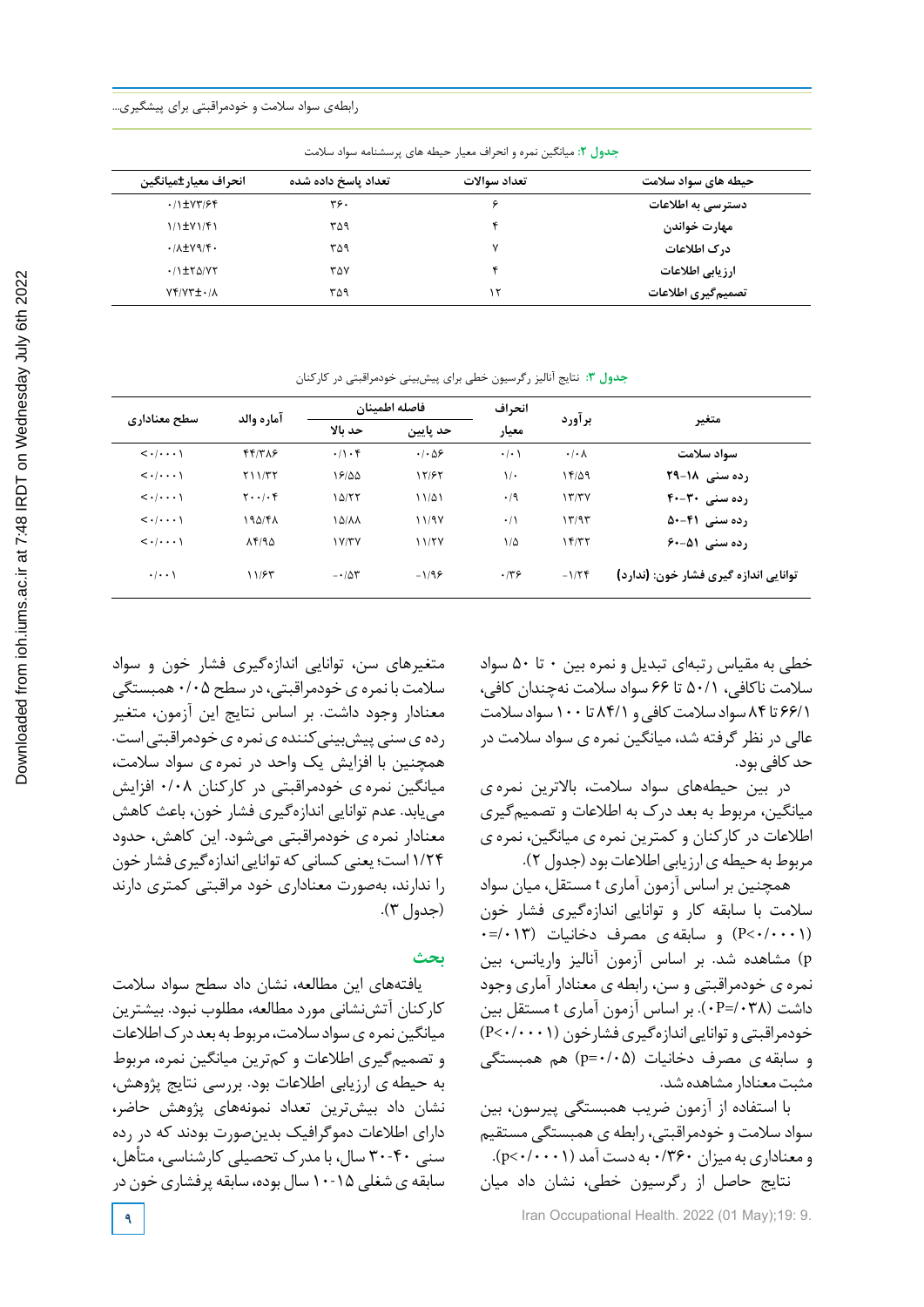**جدول ۲:** میانگین نمره و انحراف معیار حیطه های پرسشنامه سواد سلامت

| حیطه های سواد سلامت | تعداد سوالات | تعداد پاسخ داده شده | انحراف معیار±میانگین |
|---|---|---|---|
| دسترسی به اطلاعات | ۶ | ۳۶۰ | ۰/۱±۷۳/۶۴ |
| مهارت خواندن | ۴ | ۳۵۹ | ۱/۱±۷۱/۴۱ |
| درک اطلاعات | ۷ | ۳۵۹ | ۰/۸±۷۹/۴۰ |
| ارزیابی اطلاعات | ۴ | ۳۵۷ | ۰/۱±۲۵/۷۲ |
| تصمیم‌گیری اطلاعات | ۱۲ | ۳۵۹ | ۷۴/۷۳±۰/۸ |

**جدول ۳:** نتایج آنالیز رگرسیون خطی برای پیش‌بینی خودمراقبتی در کارکنان

| متغیر | برآورد | انحراف معیار | فاصله اطمینان | | آماره والد | سطح معناداری |
|---|---|---|---|---|---|---|
| | | | حد پایین | حد بالا | | |
| سواد سلامت | ۰/۰۸ | ۰/۰۱ | ۰/۰۵۶ | ۰/۱۰۴ | ۴۴/۳۸۶ | <۰/۰۰۰۱ |
| رده سنی ۱۸-۲۹ | ۱۴/۵۹ | ۱/۰ | ۱۲/۶۲ | ۱۶/۵۵ | ۲۱۱/۳۲ | <۰/۰۰۰۱ |
| رده سنی ۳۰-۴۰ | ۱۳/۳۷ | ۰/۹ | ۱۱/۵۱ | ۱۵/۲۲ | ۲۰۰/۰۴ | <۰/۰۰۰۱ |
| رده سنی ۴۱-۵۰ | ۱۳/۹۳ | ۰/۱ | ۱۱/۹۷ | ۱۵/۸۸ | ۱۹۵/۴۸ | <۰/۰۰۰۱ |
| رده سنی ۵۱-۶۰ | ۱۴/۳۲ | ۱/۵ | ۱۱/۲۷ | ۱۷/۳۷ | ۸۴/۹۵ | <۰/۰۰۰۱ |
| توانایی اندازه گیری فشار خون: (ندارد) | -۱/۲۴ | ۰/۳۶ | -۱/۹۶ | -۰/۵۳ | ۱۱/۶۳ | ۰/۰۰۱ |

خطی به مقیاس رتبه‌ای تبدیل و نمره بین ۰ تا ۵۰ سواد سلامت ناکافی، ۵۰/۱ تا ۶۶ سواد سلامت نه‌چندان کافی، ۶۶/۱ تا ۸۴ سواد سلامت کافی و ۸۴/۱ تا ۱۰۰ سواد سلامت عالی در نظر گرفته شد، میانگین نمره ی سواد سلامت در حد کافی بود.

در بین حیطه‌های سواد سلامت، بالاترین نمره ی میانگین، مربوط به بعد درک به اطلاعات و تصمیم‌گیری اطلاعات در کارکنان و کمترین نمره ی میانگین، نمره ی مربوط به حیطه ی ارزیابی اطلاعات بود (جدول ۲).

همچنین بر اساس آزمون آماری t مستقل، میان سواد سلامت با سابقه کار و توانایی اندازه‌گیری فشار خون (P<۰/۰۰۰۱) و سابقه ی مصرف دخانیات (۰/۰۱۳=p) مشاهده شد. بر اساس آزمون آنالیز واریانس، بین نمره ی خودمراقبتی و سن، رابطه ی معنادار آماری وجود داشت (۰/۰۳۸=P). بر اساس آزمون آماری t مستقل بین خودمراقبتی و توانایی اندازه‌گیری فشارخون (P<۰/۰۰۰۱) و سابقه ی مصرف دخانیات (۰/۰۵=p) هم همبستگی مثبت معنادار مشاهده شد.

با استفاده از آزمون ضریب همبستگی پیرسون، بین سواد سلامت و خودمراقبتی، رابطه ی همبستگی مستقیم و معناداری به میزان ۰/۳۶۰ به دست آمد (p<۰/۰۰۰۱).

نتایج حاصل از رگرسیون خطی، نشان داد میان متغیرهای سن، توانایی اندازه‌گیری فشار خون و سواد سلامت با نمره ی خودمراقبتی، در سطح ۰/۰۵ همبستگی معنادار وجود داشت. بر اساس نتایج این آزمون، متغیر رده ی سنی پیش‌بینی‌کننده ی نمره ی خودمراقبتی است. همچنین با افزایش یک واحد در نمره ی سواد سلامت، میانگین نمره ی خودمراقبتی در کارکنان ۰/۰۸ افزایش می‌یابد. عدم توانایی اندازه‌گیری فشار خون، باعث کاهش معنادار نمره ی خودمراقبتی می‌شود. این کاهش، حدود ۱/۲۴ است؛ یعنی کسانی که توانایی اندازه‌گیری فشار خون را ندارند، به‌صورت معناداری خود مراقبتی کمتری دارند (جدول ۳).

## بحث

یافته‌های این مطالعه، نشان داد سطح سواد سلامت کارکنان آتش‌نشانی مورد مطالعه، مطلوب نبود. بیشترین میانگین نمره ی سواد سلامت، مربوط به بعد درک اطلاعات و تصمیم‌گیری اطلاعات و کم‌ترین میانگین نمره، مربوط به حیطه ی ارزیابی اطلاعات بود. بررسی نتایج پژوهش، نشان داد بیش‌ترین تعداد نمونه‌های پژوهش حاضر، دارای اطلاعات دموگرافیک بدین‌صورت بودند که در رده سنی ۳۰-۴۰ سال، با مدرک تحصیلی کارشناسی، متأهل، سابقه ی شغلی ۱۰-۱۵ سال بوده، سابقه پرفشاری خون در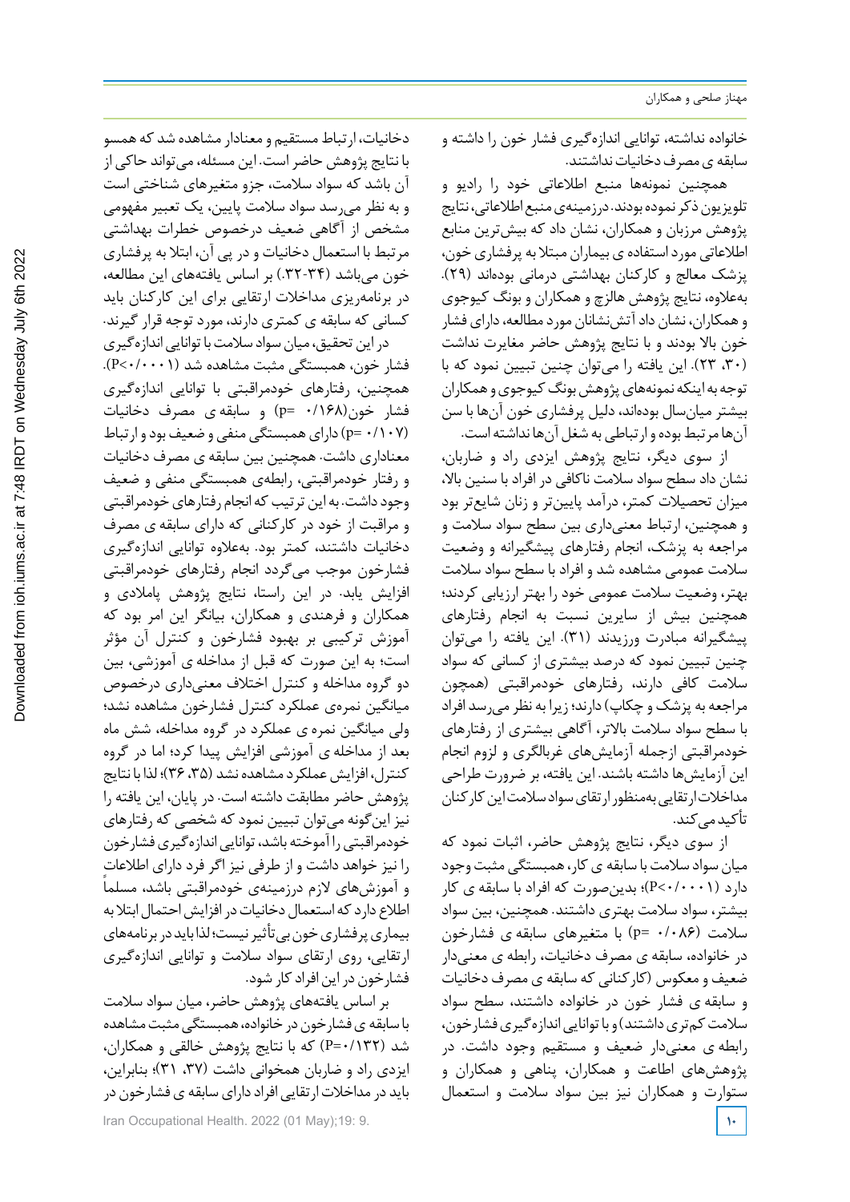خانواده نداشته، توانایی اندازه‌گیری فشار خون را داشته و سابقه ی مصرف دخانیات نداشتند.

همچنین نمونه‌ها منبع اطلاعاتی خود را رادیو و تلویزیون ذکر نموده بودند. درزمینه‌ی منبع اطلاعاتی، نتایج پژوهش مرزبان و همکاران، نشان داد که بیش‌ترین منابع اطلاعاتی مورد استفاده ی بیماران مبتلا به پرفشاری خون، پزشک معالج و کارکنان بهداشتی درمانی بوده‌اند (۲۹). به‌علاوه، نتایج پژوهش هالزچ و همکاران و بونگ کیوجوی و همکاران، نشان داد آتش‌نشانان مورد مطالعه، دارای فشار خون بالا بودند و با نتایج پژوهش حاضر مغایرت داشت (۳۰، ۲۳). این یافته را می‌توان چنین تبیین نمود که با توجه به اینکه نمونه‌های پژوهش بونگ کیوجوی و همکاران بیشتر میان‌سال بوده‌اند، دلیل پرفشاری خون آن‌ها با سن آن‌ها مرتبط بوده و ارتباطی به شغل آن‌ها نداشته است.

از سوی دیگر، نتایج پژوهش ایزدی راد و ضاربان، نشان داد سطح سواد سلامت ناکافی در افراد با سنین بالا، میزان تحصیلات کمتر، درآمد پایین‌تر و زنان شایع‌تر بود و همچنین، ارتباط معنی‌داری بین سطح سواد سلامت و مراجعه به پزشک، انجام رفتارهای پیشگیرانه و وضعیت سلامت عمومی مشاهده شد و افراد با سطح سواد سلامت بهتر، وضعیت سلامت عمومی خود را بهتر ارزیابی کردند؛ همچنین بیش از سایرین نسبت به انجام رفتارهای پیشگیرانه مبادرت ورزیدند (۳۱). این یافته را می‌توان چنین تبیین نمود که درصد بیشتری از کسانی که سواد سلامت کافی دارند، رفتارهای خودمراقبتی (همچون مراجعه به پزشک و چکاپ) دارند؛ زیرا به نظر می‌رسد افراد با سطح سواد سلامت بالاتر، آگاهی بیشتری از رفتارهای خودمراقبتی ازجمله آزمایش‌های غربالگری و لزوم انجام این آزمایش‌ها داشته باشند. این یافته، بر ضرورت طراحی مداخلات ارتقایی به‌منظور ارتقای سواد سلامت این کارکنان تأکید می‌کند.

از سوی دیگر، نتایج پژوهش حاضر، اثبات نمود که میان سواد سلامت با سابقه ی کار، همبستگی مثبت وجود دارد (P<۰/۰۰۰۱)؛ بدین‌صورت که افراد با سابقه ی کار بیشتر، سواد سلامت بهتری داشتند. همچنین، بین سواد سلامت (p= ۰/۰۸۶) با متغیرهای سابقه ی فشارخون در خانواده، سابقه ی مصرف دخانیات، رابطه ی معنی‌دار ضعیف و معکوس (کارکنانی که سابقه ی مصرف دخانیات و سابقه ی فشار خون در خانواده داشتند، سطح سواد سلامت کم‌تری داشتند) و با توانایی اندازه‌گیری فشارخون، رابطه ی معنی‌دار ضعیف و مستقیم وجود داشت. در پژوهش‌های اطاعت و همکاران، پناهی و همکاران و ستوارت و همکاران نیز بین سواد سلامت و استعمال دخانیات، ارتباط مستقیم و معنادار مشاهده شد که همسو با نتایج پژوهش حاضر است. این مسئله، می‌تواند حاکی از آن باشد که سواد سلامت، جزو متغیرهای شناختی است و به نظر می‌رسد سواد سلامت پایین، یک تعبیر مفهومی مشخص از آگاهی ضعیف درخصوص خطرات بهداشتی مرتبط با استعمال دخانیات و در پی آن، ابتلا به پرفشاری خون می‌باشد (۳۴-۳۲). بر اساس یافته‌های این مطالعه، در برنامه‌ریزی مداخلات ارتقایی برای این کارکنان باید کسانی که سابقه ی کمتری دارند، مورد توجه قرار گیرند.

در این تحقیق، میان سواد سلامت با توانایی اندازه‌گیری فشار خون، همبستگی مثبت مشاهده شد (P<۰/۰۰۰۱). همچنین، رفتارهای خودمراقبتی با توانایی اندازه‌گیری فشار خون(۰/۱۶۸ =p) و سابقه ی مصرف دخانیات (۰/۱۰۷ =p) دارای همبستگی منفی و ضعیف بود و ارتباط معناداری داشت. همچنین بین سابقه ی مصرف دخانیات و رفتار خودمراقبتی، رابطه‌ی همبستگی منفی و ضعیف وجود داشت. به این ترتیب که انجام رفتارهای خودمراقبتی و مراقبت از خود در کارکنانی که دارای سابقه ی مصرف دخانیات داشتند، کمتر بود. به‌علاوه توانایی اندازه‌گیری فشارخون موجب می‌گردد انجام رفتارهای خودمراقبتی افزایش یابد. در این راستا، نتایج پژوهش پاملادی و همکاران و فرهندی و همکاران، بیانگر این امر بود که آموزش ترکیبی بر بهبود فشارخون و کنترل آن مؤثر است؛ به این صورت که قبل از مداخله ی آموزشی، بین دو گروه مداخله و کنترل اختلاف معنی‌داری درخصوص میانگین نمره‌ی عملکرد کنترل فشارخون مشاهده نشد؛ ولی میانگین نمره ی عملکرد در گروه مداخله، شش ماه بعد از مداخله ی آموزشی افزایش پیدا کرد؛ اما در گروه کنترل، افزایش عملکرد مشاهده نشد (۳۵، ۳۶)؛ لذا با نتایج پژوهش حاضر مطابقت داشته است. در پایان، این یافته را نیز این‌گونه می‌توان تبیین نمود که شخصی که رفتارهای خودمراقبتی را آموخته باشد، توانایی اندازه‌گیری فشارخون را نیز خواهد داشت و از طرفی نیز اگر فرد دارای اطلاعات و آموزش‌های لازم درزمینه‌ی خودمراقبتی باشد، مسلماً اطلاع دارد که استعمال دخانیات در افزایش احتمال ابتلا به بیماری پرفشاری خون بی‌تأثیر نیست؛ لذا باید در برنامه‌های ارتقایی، روی ارتقای سواد سلامت و توانایی اندازه‌گیری فشارخون در این افراد کار شود.

بر اساس یافته‌های پژوهش حاضر، میان سواد سلامت با سابقه ی فشارخون در خانواده، همبستگی مثبت مشاهده شد (P=۰/۱۳۲) که با نتایج پژوهش خالقی و همکاران، ایزدی راد و ضاربان همخوانی داشت (۳۷، ۳۱)؛ بنابراین، باید در مداخلات ارتقایی افراد دارای سابقه ی فشارخون در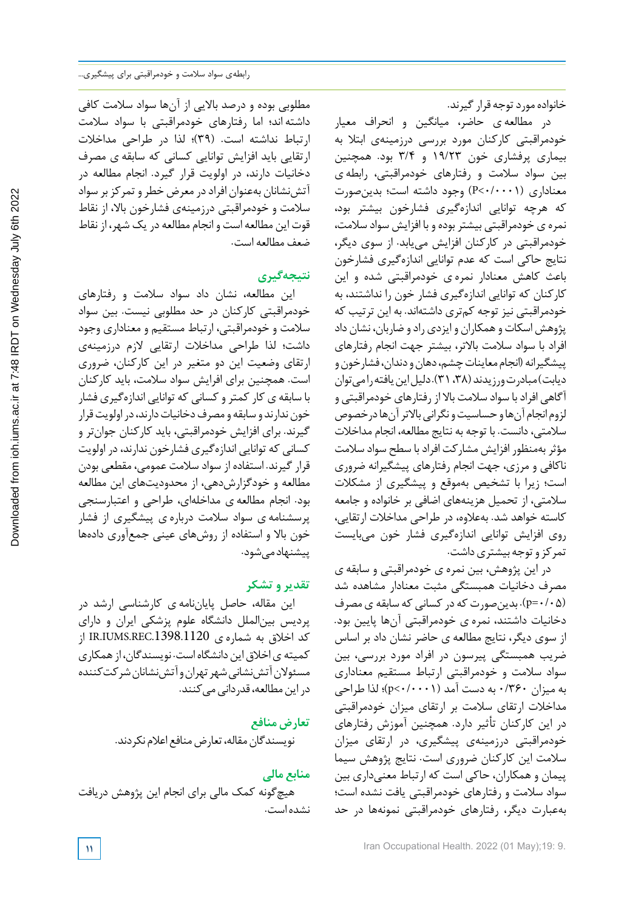خانواده مورد توجه قرار گیرند.

در مطالعه ی حاضر، میانگین و انحراف معیار خودمراقبتی کارکنان مورد بررسی درزمینه‌ی ابتلا به بیماری پرفشاری خون ۱۹/۲۳ و ۳/۴ بود. همچنین بین سواد سلامت و رفتارهای خودمراقبتی، رابطه ی معناداری (P<۰/۰۰۱) وجود داشته است؛ بدین‌صورت که هرچه توانایی اندازه‌گیری فشارخون بیشتر بود، نمره ی خودمراقبتی بیشتر بوده و با افزایش سواد سلامت، خودمراقبتی در کارکنان افزایش می‌یابد. از سوی دیگر، نتایج حاکی است که عدم توانایی اندازه‌گیری فشارخون باعث کاهش معنادار نمره ی خودمراقبتی شده و این کارکنان که توانایی اندازه‌گیری فشار خون را نداشتند، به خودمراقبتی نیز توجه کم‌تری داشته‌اند. به این ترتیب که پژوهش اسکات و همکاران و ایزدی راد و ضاربان، نشان داد افراد با سواد سلامت بالاتر، بیشتر جهت انجام رفتارهای پیشگیرانه (انجام معاینات چشم، دهان و دندان، فشارخون و دیابت) مبادرت ورزیدند (۳۸، ۳۱). دلیل این یافته را می‌توان آگاهی افراد با سواد سلامت بالا از رفتارهای خودمراقبتی و لزوم انجام آن‌ها و حساسیت و نگرانی بالاتر آن‌ها درخصوص سلامتی، دانست. با توجه به نتایج مطالعه، انجام مداخلات مؤثر به‌منظور افزایش مشارکت افراد با سطح سواد سلامت ناکافی و مرزی، جهت انجام رفتارهای پیشگیرانه ضروری است؛ زیرا با تشخیص به‌موقع و پیشگیری از مشکلات سلامتی، از تحمیل هزینه‌های اضافی بر خانواده و جامعه کاسته خواهد شد. به‌علاوه، در طراحی مداخلات ارتقایی، روی افزایش توانایی اندازه‌گیری فشار خون می‌بایست تمرکز و توجه بیشتری داشت.

در این پژوهش، بین نمره ی خودمراقبتی و سابقه ی مصرف دخانیات همبستگی مثبت معنادار مشاهده شد (p=۰/۰۵). بدین‌صورت که در کسانی که سابقه ی مصرف دخانیات داشتند، نمره ی خودمراقبتی آن‌ها پایین بود. از سوی دیگر، نتایج مطالعه ی حاضر نشان داد بر اساس ضریب همبستگی پیرسون در افراد مورد بررسی، بین سواد سلامت و خودمراقبتی ارتباط مستقیم معناداری به میزان ۰/۳۶۰ به دست آمد (p<۰/۰۰۱)؛ لذا طراحی مداخلات ارتقای سلامت بر ارتقای میزان خودمراقبتی در این کارکنان تأثیر دارد. همچنین آموزش رفتارهای خودمراقبتی درزمینه‌ی پیشگیری، در ارتقای میزان سلامت این کارکنان ضروری است. نتایج پژوهش سیما پیمان و همکاران، حاکی است که ارتباط معنی‌داری بین سواد سلامت و رفتارهای خودمراقبتی یافت نشده است؛ به‌عبارت دیگر، رفتارهای خودمراقبتی نمونه‌ها در حد مطلوبی بوده و درصد بالایی از آن‌ها سواد سلامت کافی داشته اند؛ اما رفتارهای خودمراقبتی با سواد سلامت ارتباط نداشته است. (۳۹)؛ لذا در طراحی مداخلات ارتقایی باید افزایش توانایی کسانی که سابقه ی مصرف دخانیات دارند، در اولویت قرار گیرد. انجام مطالعه در آتش‌نشانان به‌عنوان افراد در معرض خطر و تمرکز بر سواد سلامت و خودمراقبتی درزمینه‌ی فشارخون بالا، از نقاط قوت این مطالعه است و انجام مطالعه در یک شهر، از نقاط ضعف مطالعه است.

## نتیجه‌گیری

این مطالعه، نشان داد سواد سلامت و رفتارهای خودمراقبتی کارکنان در حد مطلوبی نیست. بین سواد سلامت و خودمراقبتی، ارتباط مستقیم و معناداری وجود داشت؛ لذا طراحی مداخلات ارتقایی لازم درزمینه‌ی ارتقای وضعیت این دو متغیر در این کارکنان، ضروری است. همچنین برای افزایش سواد سلامت، باید کارکنان با سابقه ی کار کمتر و کسانی که توانایی اندازه‌گیری فشار خون ندارند و سابقه و مصرف دخانیات دارند، در اولویت قرار گیرند. برای افزایش خودمراقبتی، باید کارکنان جوان‌تر و کسانی که توانایی اندازه‌گیری فشارخون ندارند، در اولویت قرار گیرند. استفاده از سواد سلامت عمومی، مقطعی بودن مطالعه و خودگزارش‌دهی، از محدودیت‌های این مطالعه بود. انجام مطالعه ی مداخله‌ای، طراحی و اعتبارسنجی پرسشنامه ی سواد سلامت درباره ی پیشگیری از فشار خون بالا و استفاده از روش‌های عینی جمع‌آوری داده‌ها پیشنهاد می‌شود.

## تقدیر و تشکر

این مقاله، حاصل پایان‌نامه ی کارشناسی ارشد در پردیس بین‌الملل دانشگاه علوم پزشکی ایران و دارای کد اخلاق به شماره ی IR.IUMS.REC.1398.1120 از کمیته ی اخلاق این دانشگاه است. نویسندگان، از همکاری مسئولان آتش‌نشانی شهر تهران و آتش‌نشانان شرکت‌کننده در این مطالعه، قدردانی می‌کنند.

## تعارض منافع

نویسندگان مقاله، تعارض منافع اعلام نکردند.

## منابع مالی

هیچ‌گونه کمک مالی برای انجام این پژوهش دریافت نشده است.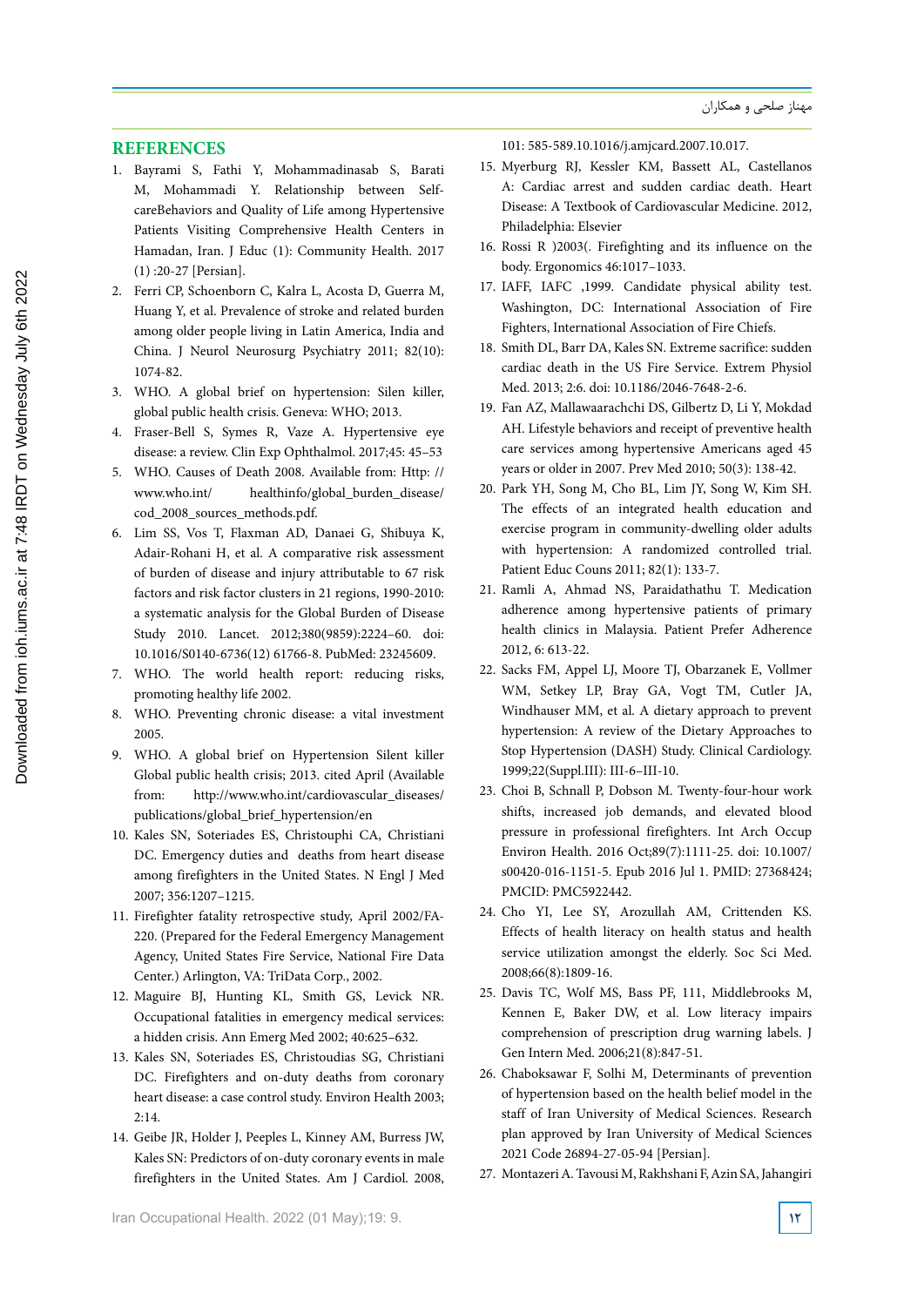## REFERENCES

1. Bayrami S, Fathi Y, Mohammadinasab S, Barati M, Mohammadi Y. Relationship between Self-careBehaviors and Quality of Life among Hypertensive Patients Visiting Comprehensive Health Centers in Hamadan, Iran. J Educ (1): Community Health. 2017 (1) :20-27 [Persian].
2. Ferri CP, Schoenborn C, Kalra L, Acosta D, Guerra M, Huang Y, et al. Prevalence of stroke and related burden among older people living in Latin America, India and China. J Neurol Neurosurg Psychiatry 2011; 82(10): 1074-82.
3. WHO. A global brief on hypertension: Silen killer, global public health crisis. Geneva: WHO; 2013.
4. Fraser-Bell S, Symes R, Vaze A. Hypertensive eye disease: a review. Clin Exp Ophthalmol. 2017;45: 45–53
5. WHO. Causes of Death 2008. Available from: Http: // www.who.int/ healthinfo/global_burden_disease/cod_2008_sources_methods.pdf.
6. Lim SS, Vos T, Flaxman AD, Danaei G, Shibuya K, Adair-Rohani H, et al. A comparative risk assessment of burden of disease and injury attributable to 67 risk factors and risk factor clusters in 21 regions, 1990-2010: a systematic analysis for the Global Burden of Disease Study 2010. Lancet. 2012;380(9859):2224–60. doi: 10.1016/S0140-6736(12) 61766-8. PubMed: 23245609.
7. WHO. The world health report: reducing risks, promoting healthy life 2002.
8. WHO. Preventing chronic disease: a vital investment 2005.
9. WHO. A global brief on Hypertension Silent killer Global public health crisis; 2013. cited April (Available from: http://www.who.int/cardiovascular_diseases/publications/global_brief_hypertension/en
10. Kales SN, Soteriades ES, Christophi CA, Christiani DC. Emergency duties and deaths from heart disease among firefighters in the United States. N Engl J Med 2007; 356:1207–1215.
11. Firefighter fatality retrospective study, April 2002/FA-220. (Prepared for the Federal Emergency Management Agency, United States Fire Service, National Fire Data Center.) Arlington, VA: TriData Corp., 2002.
12. Maguire BJ, Hunting KL, Smith GS, Levick NR. Occupational fatalities in emergency medical services: a hidden crisis. Ann Emerg Med 2002; 40:625–632.
13. Kales SN, Soteriades ES, Christoudias SG, Christiani DC. Firefighters and on-duty deaths from coronary heart disease: a case control study. Environ Health 2003; 2:14.
14. Geibe JR, Holder J, Peeples L, Kinney AM, Burress JW, Kales SN: Predictors of on-duty coronary events in male firefighters in the United States. Am J Cardiol. 2008, 101: 585-589.10.1016/j.amjcard.2007.10.017.
15. Myerburg RJ, Kessler KM, Bassett AL, Castellanos A: Cardiac arrest and sudden cardiac death. Heart Disease: A Textbook of Cardiovascular Medicine. 2012, Philadelphia: Elsevier
16. Rossi R )2003(. Firefighting and its influence on the body. Ergonomics 46:1017–1033.
17. IAFF, IAFC ,1999. Candidate physical ability test. Washington, DC: International Association of Fire Fighters, International Association of Fire Chiefs.
18. Smith DL, Barr DA, Kales SN. Extreme sacrifice: sudden cardiac death in the US Fire Service. Extrem Physiol Med. 2013; 2:6. doi: 10.1186/2046-7648-2-6.
19. Fan AZ, Mallawaarachchi DS, Gilbertz D, Li Y, Mokdad AH. Lifestyle behaviors and receipt of preventive health care services among hypertensive Americans aged 45 years or older in 2007. Prev Med 2010; 50(3): 138-42.
20. Park YH, Song M, Cho BL, Lim JY, Song W, Kim SH. The effects of an integrated health education and exercise program in community-dwelling older adults with hypertension: A randomized controlled trial. Patient Educ Couns 2011; 82(1): 133-7.
21. Ramli A, Ahmad NS, Paraidathathu T. Medication adherence among hypertensive patients of primary health clinics in Malaysia. Patient Prefer Adherence 2012, 6: 613-22.
22. Sacks FM, Appel LJ, Moore TJ, Obarzanek E, Vollmer WM, Setkey LP, Bray GA, Vogt TM, Cutler JA, Windhauser MM, et al. A dietary approach to prevent hypertension: A review of the Dietary Approaches to Stop Hypertension (DASH) Study. Clinical Cardiology. 1999;22(Suppl.III): III-6–III-10.
23. Choi B, Schnall P, Dobson M. Twenty-four-hour work shifts, increased job demands, and elevated blood pressure in professional firefighters. Int Arch Occup Environ Health. 2016 Oct;89(7):1111-25. doi: 10.1007/s00420-016-1151-5. Epub 2016 Jul 1. PMID: 27368424; PMCID: PMC5922442.
24. Cho YI, Lee SY, Arozullah AM, Crittenden KS. Effects of health literacy on health status and health service utilization amongst the elderly. Soc Sci Med. 2008;66(8):1809-16.
25. Davis TC, Wolf MS, Bass PF, 111, Middlebrooks M, Kennen E, Baker DW, et al. Low literacy impairs comprehension of prescription drug warning labels. J Gen Intern Med. 2006;21(8):847-51.
26. Chaboksawar F, Solhi M, Determinants of prevention of hypertension based on the health belief model in the staff of Iran University of Medical Sciences. Research plan approved by Iran University of Medical Sciences 2021 Code 26894-27-05-94 [Persian].
27. Montazeri A. Tavousi M, Rakhshani F, Azin SA, Jahangiri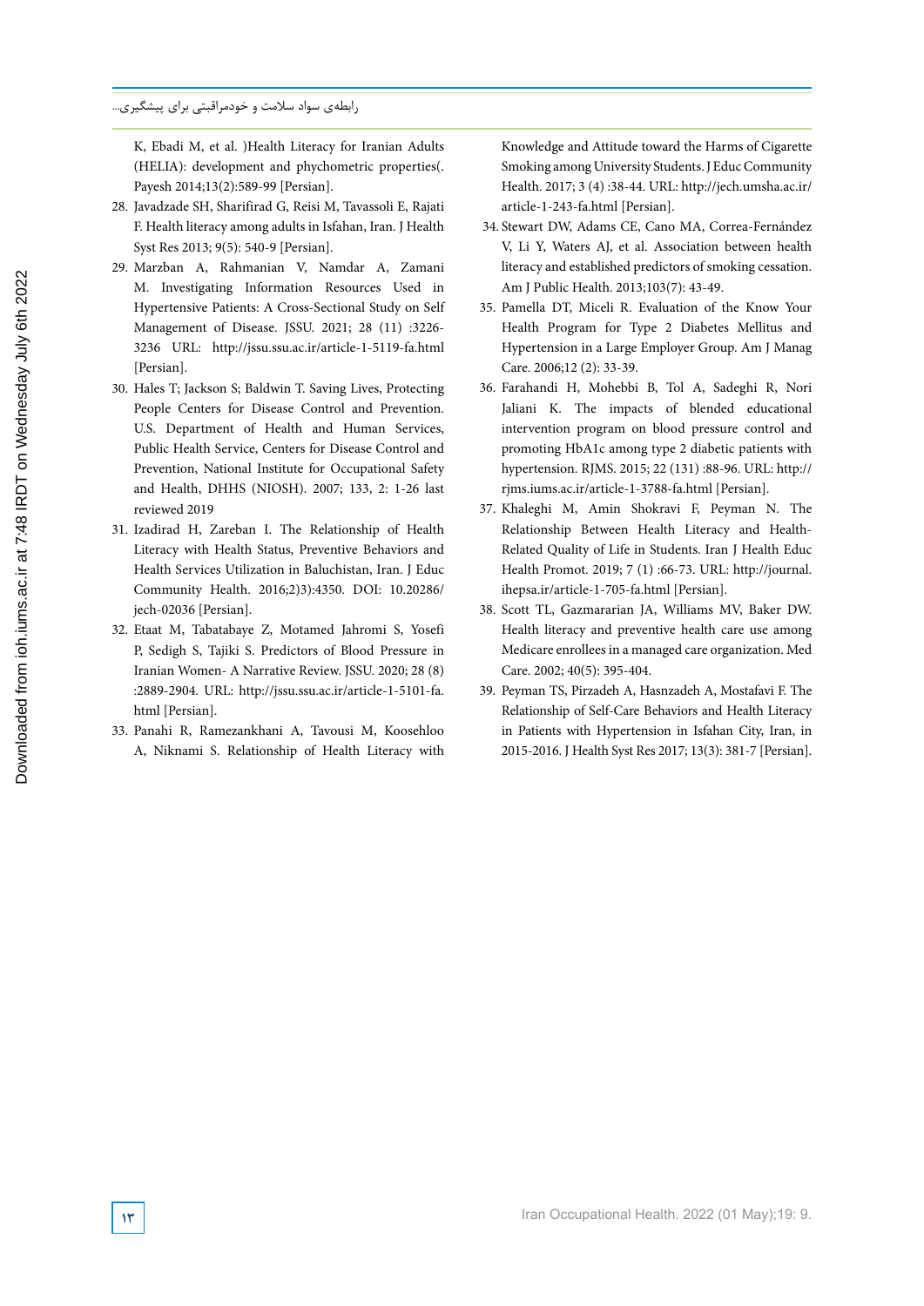K, Ebadi M, et al. )Health Literacy for Iranian Adults (HELIA): development and phychometric properties(. Payesh 2014;13(2):589-99 [Persian].

28. Javadzade SH, Sharifirad G, Reisi M, Tavassoli E, Rajati F. Health literacy among adults in Isfahan, Iran. J Health Syst Res 2013; 9(5): 540-9 [Persian].
29. Marzban A, Rahmanian V, Namdar A, Zamani M. Investigating Information Resources Used in Hypertensive Patients: A Cross-Sectional Study on Self Management of Disease. JSSU. 2021; 28 (11) :3226-3236 URL: http://jssu.ssu.ac.ir/article-1-5119-fa.html [Persian].
30. Hales T; Jackson S; Baldwin T. Saving Lives, Protecting People Centers for Disease Control and Prevention. U.S. Department of Health and Human Services, Public Health Service, Centers for Disease Control and Prevention, National Institute for Occupational Safety and Health, DHHS (NIOSH). 2007; 133, 2: 1-26 last reviewed 2019
31. Izadirad H, Zareban I. The Relationship of Health Literacy with Health Status, Preventive Behaviors and Health Services Utilization in Baluchistan, Iran. J Educ Community Health. 2016;2)3):4350. DOI: 10.20286/jech-02036 [Persian].
32. Etaat M, Tabatabaye Z, Motamed Jahromi S, Yosefi P, Sedigh S, Tajiki S. Predictors of Blood Pressure in Iranian Women- A Narrative Review. JSSU. 2020; 28 (8) :2889-2904. URL: http://jssu.ssu.ac.ir/article-1-5101-fa.html [Persian].
33. Panahi R, Ramezankhani A, Tavousi M, Koosehloo A, Niknami S. Relationship of Health Literacy with Knowledge and Attitude toward the Harms of Cigarette Smoking among University Students. J Educ Community Health. 2017; 3 (4) :38-44. URL: http://jech.umsha.ac.ir/article-1-243-fa.html [Persian].
34. Stewart DW, Adams CE, Cano MA, Correa-Fernández V, Li Y, Waters AJ, et al. Association between health literacy and established predictors of smoking cessation. Am J Public Health. 2013;103(7): 43-49.
35. Pamella DT, Miceli R. Evaluation of the Know Your Health Program for Type 2 Diabetes Mellitus and Hypertension in a Large Employer Group. Am J Manag Care. 2006;12 (2): 33-39.
36. Farahandi H, Mohebbi B, Tol A, Sadeghi R, Nori Jaliani K. The impacts of blended educational intervention program on blood pressure control and promoting HbA1c among type 2 diabetic patients with hypertension. RJMS. 2015; 22 (131) :88-96. URL: http://rjms.iums.ac.ir/article-1-3788-fa.html [Persian].
37. Khaleghi M, Amin Shokravi F, Peyman N. The Relationship Between Health Literacy and Health-Related Quality of Life in Students. Iran J Health Educ Health Promot. 2019; 7 (1) :66-73. URL: http://journal.ihepsa.ir/article-1-705-fa.html [Persian].
38. Scott TL, Gazmararian JA, Williams MV, Baker DW. Health literacy and preventive health care use among Medicare enrollees in a managed care organization. Med Care. 2002; 40(5): 395-404.
39. Peyman TS, Pirzadeh A, Hasnzadeh A, Mostafavi F. The Relationship of Self-Care Behaviors and Health Literacy in Patients with Hypertension in Isfahan City, Iran, in 2015-2016. J Health Syst Res 2017; 13(3): 381-7 [Persian].